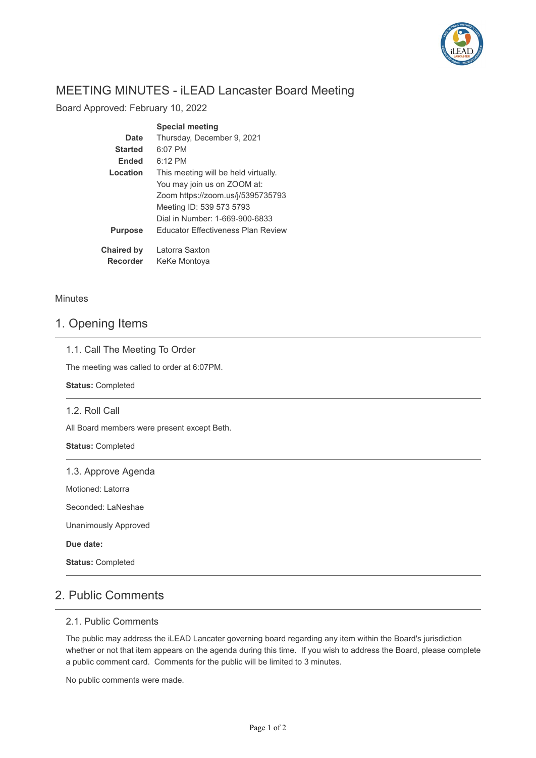# MEETING MINUTES - iLEAD Lancaster Board Meeting

Board Approved: February 10, 2022

| | **Special meeting** |
|---|---|
| **Date** | Thursday, December 9, 2021 |
| **Started** | 6:07 PM |
| **Ended** | 6:12 PM |
| **Location** | This meeting will be held virtually.<br>You may join us on ZOOM at:<br>Zoom https://zoom.us/j/5395735793<br>Meeting ID: 539 573 5793<br>Dial in Number: 1-669-900-6833 |
| **Purpose** | Educator Effectiveness Plan Review |
| **Chaired by** | Latorra Saxton |
| **Recorder** | KeKe Montoya |

Minutes

## 1. Opening Items

### 1.1. Call The Meeting To Order

The meeting was called to order at 6:07PM.

**Status:** Completed

### 1.2. Roll Call

All Board members were present except Beth.

**Status:** Completed

### 1.3. Approve Agenda

Motioned: Latorra

Seconded: LaNeshae

Unanimously Approved

**Due date:**

**Status:** Completed

## 2. Public Comments

### 2.1. Public Comments

The public may address the iLEAD Lancater governing board regarding any item within the Board's jurisdiction whether or not that item appears on the agenda during this time. If you wish to address the Board, please complete a public comment card. Comments for the public will be limited to 3 minutes.

No public comments were made.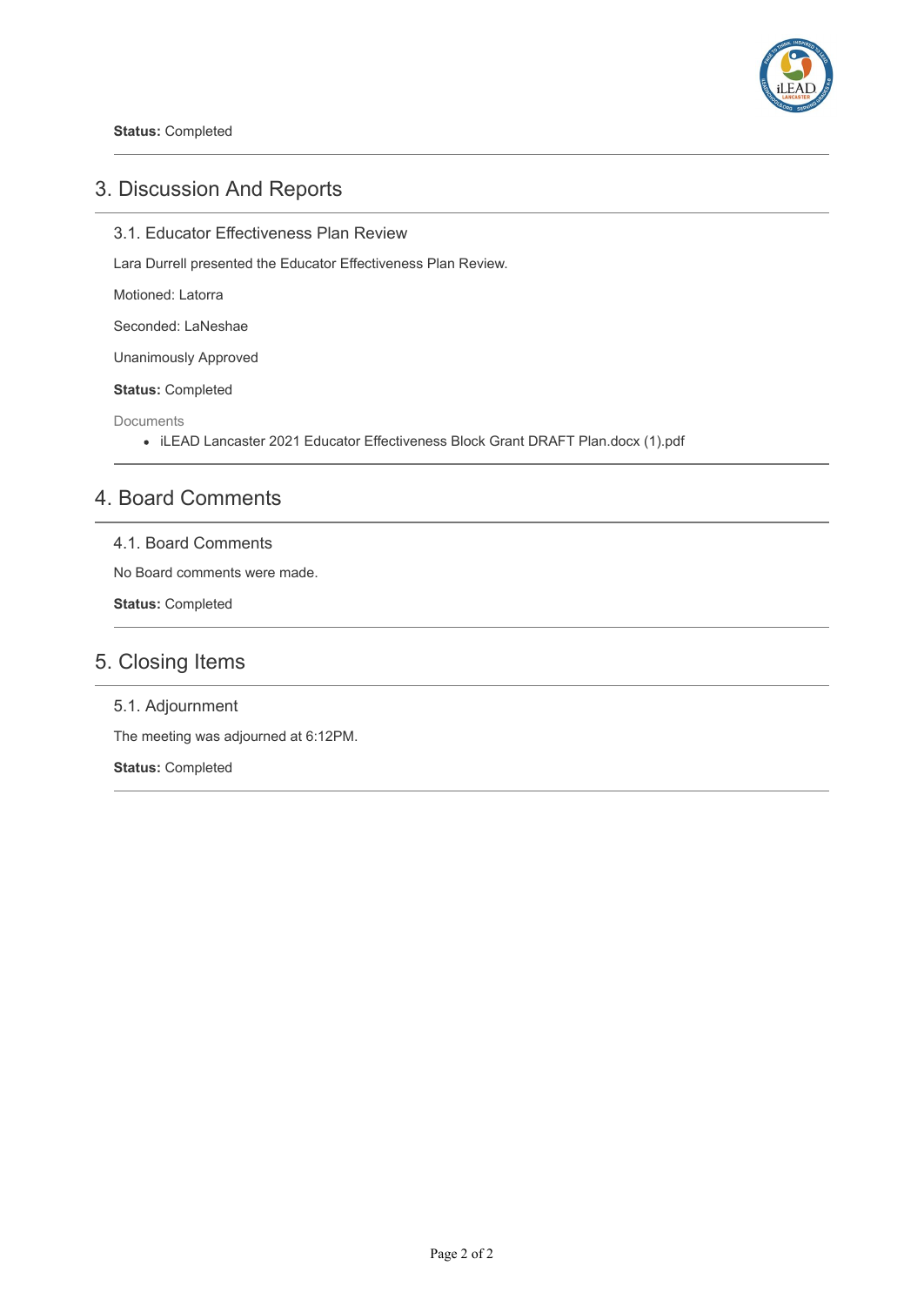**Status:** Completed

---

# 3. Discussion And Reports

## 3.1. Educator Effectiveness Plan Review

Lara Durrell presented the Educator Effectiveness Plan Review.

Motioned: Latorra

Seconded: LaNeshae

Unanimously Approved

**Status:** Completed

Documents

- iLEAD Lancaster 2021 Educator Effectiveness Block Grant DRAFT Plan.docx (1).pdf

---

# 4. Board Comments

## 4.1. Board Comments

No Board comments were made.

**Status:** Completed

---

# 5. Closing Items

## 5.1. Adjournment

The meeting was adjourned at 6:12PM.

**Status:** Completed